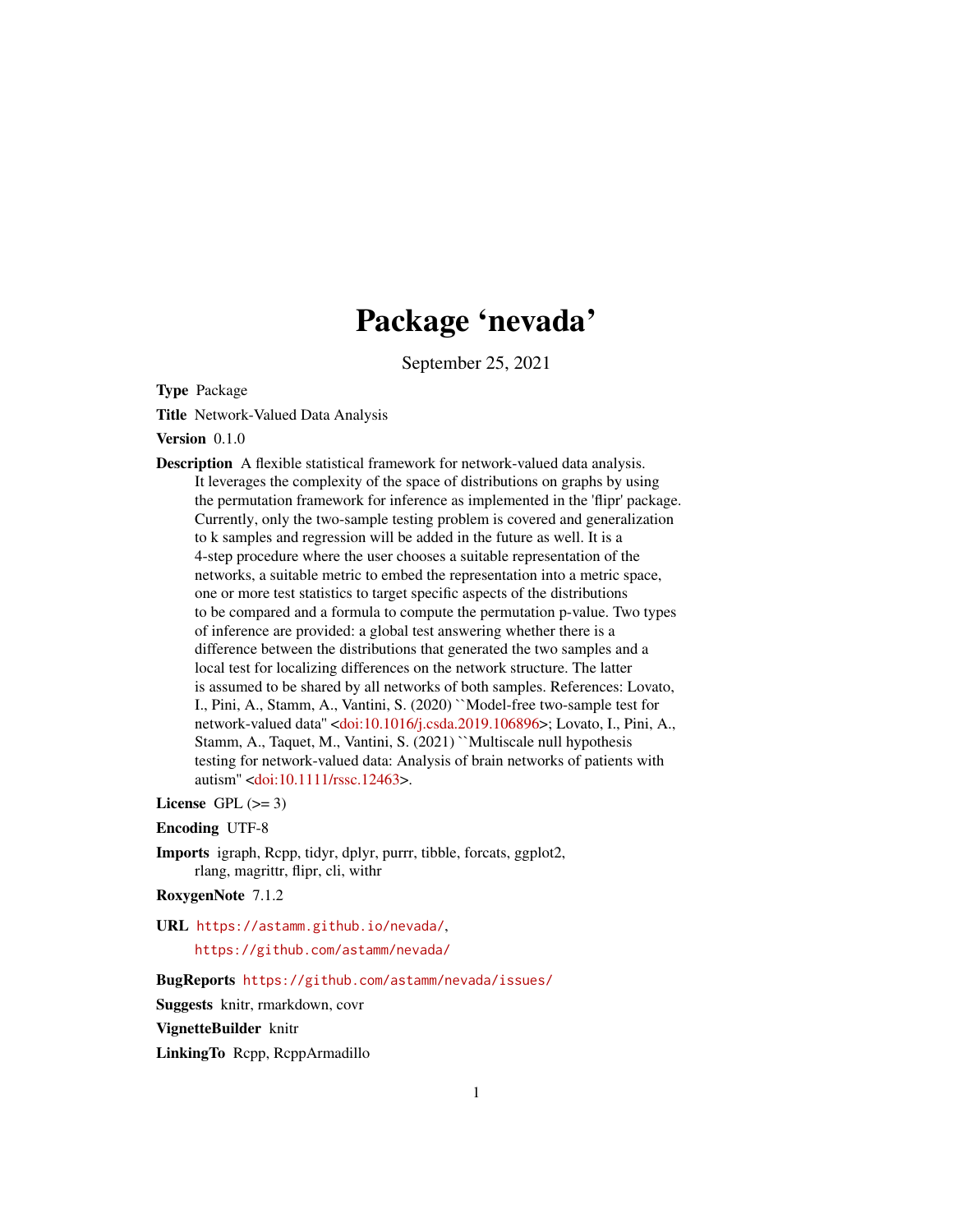# Package 'nevada'

September 25, 2021

**Type** Package

**Title** Network-Valued Data Analysis

**Version** 0.1.0

**Description** A flexible statistical framework for network-valued data analysis. It leverages the complexity of the space of distributions on graphs by using the permutation framework for inference as implemented in the 'flipr' package. Currently, only the two-sample testing problem is covered and generalization to k samples and regression will be added in the future as well. It is a 4-step procedure where the user chooses a suitable representation of the networks, a suitable metric to embed the representation into a metric space, one or more test statistics to target specific aspects of the distributions to be compared and a formula to compute the permutation p-value. Two types of inference are provided: a global test answering whether there is a difference between the distributions that generated the two samples and a local test for localizing differences on the network structure. The latter is assumed to be shared by all networks of both samples. References: Lovato, I., Pini, A., Stamm, A., Vantini, S. (2020) ``Model-free two-sample test for network-valued data'' <doi:10.1016/j.csda.2019.106896>; Lovato, I., Pini, A., Stamm, A., Taquet, M., Vantini, S. (2021) ``Multiscale null hypothesis testing for network-valued data: Analysis of brain networks of patients with autism'' <doi:10.1111/rssc.12463>.

**License** GPL (>= 3)

**Encoding** UTF-8

**Imports** igraph, Rcpp, tidyr, dplyr, purrr, tibble, forcats, ggplot2, rlang, magrittr, flipr, cli, withr

**RoxygenNote** 7.1.2

**URL** https://astamm.github.io/nevada/,
https://github.com/astamm/nevada/

**BugReports** https://github.com/astamm/nevada/issues/

**Suggests** knitr, rmarkdown, covr

**VignetteBuilder** knitr

**LinkingTo** Rcpp, RcppArmadillo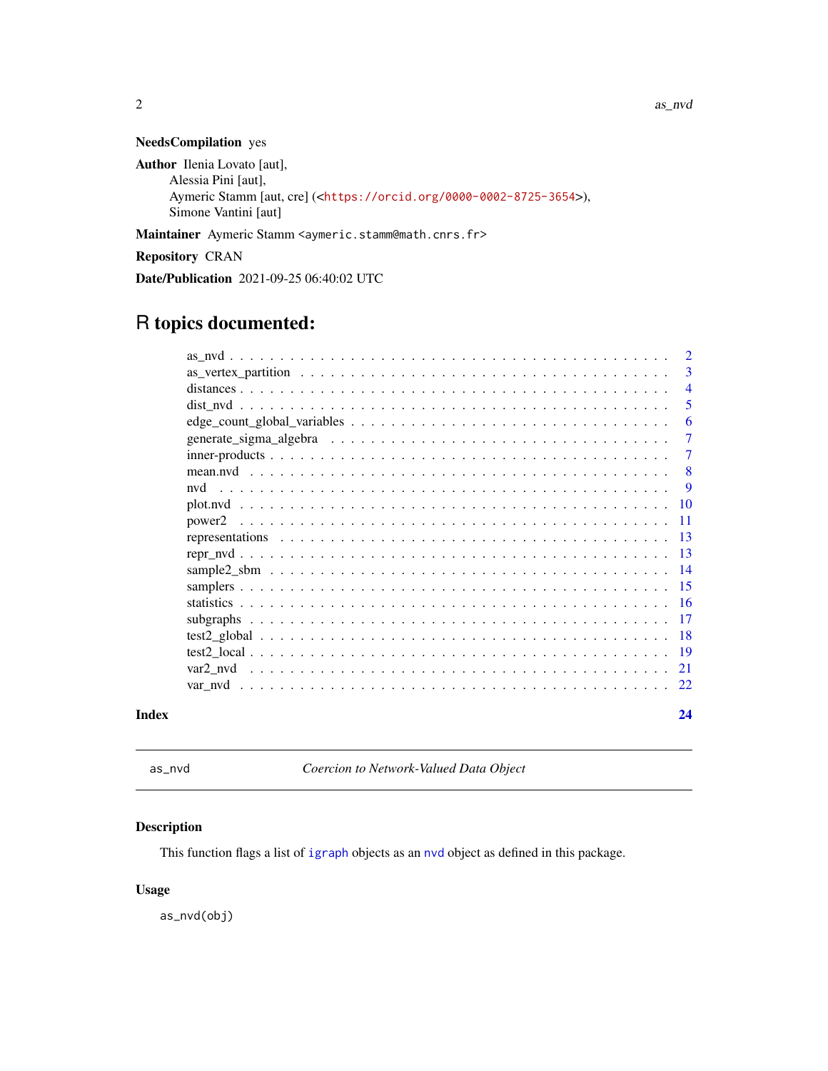**NeedsCompilation** yes

**Author** Ilenia Lovato [aut],
Alessia Pini [aut],
Aymeric Stamm [aut, cre] (<https://orcid.org/0000-0002-8725-3654>),
Simone Vantini [aut]

**Maintainer** Aymeric Stamm <aymeric.stamm@math.cnrs.fr>

**Repository** CRAN

**Date/Publication** 2021-09-25 06:40:02 UTC

# R topics documented:

| | |
|---|---|
| as_nvd | 2 |
| as_vertex_partition | 3 |
| distances | 4 |
| dist_nvd | 5 |
| edge_count_global_variables | 6 |
| generate_sigma_algebra | 7 |
| inner-products | 7 |
| mean.nvd | 8 |
| nvd | 9 |
| plot.nvd | 10 |
| power2 | 11 |
| representations | 13 |
| repr_nvd | 13 |
| sample2_sbm | 14 |
| samplers | 15 |
| statistics | 16 |
| subgraphs | 17 |
| test2_global | 18 |
| test2_local | 19 |
| var2_nvd | 21 |
| var_nvd | 22 |

**Index** **24**

---

as_nvd — *Coercion to Network-Valued Data Object*

---

## Description

This function flags a list of igraph objects as an nvd object as defined in this package.

## Usage

```
as_nvd(obj)
```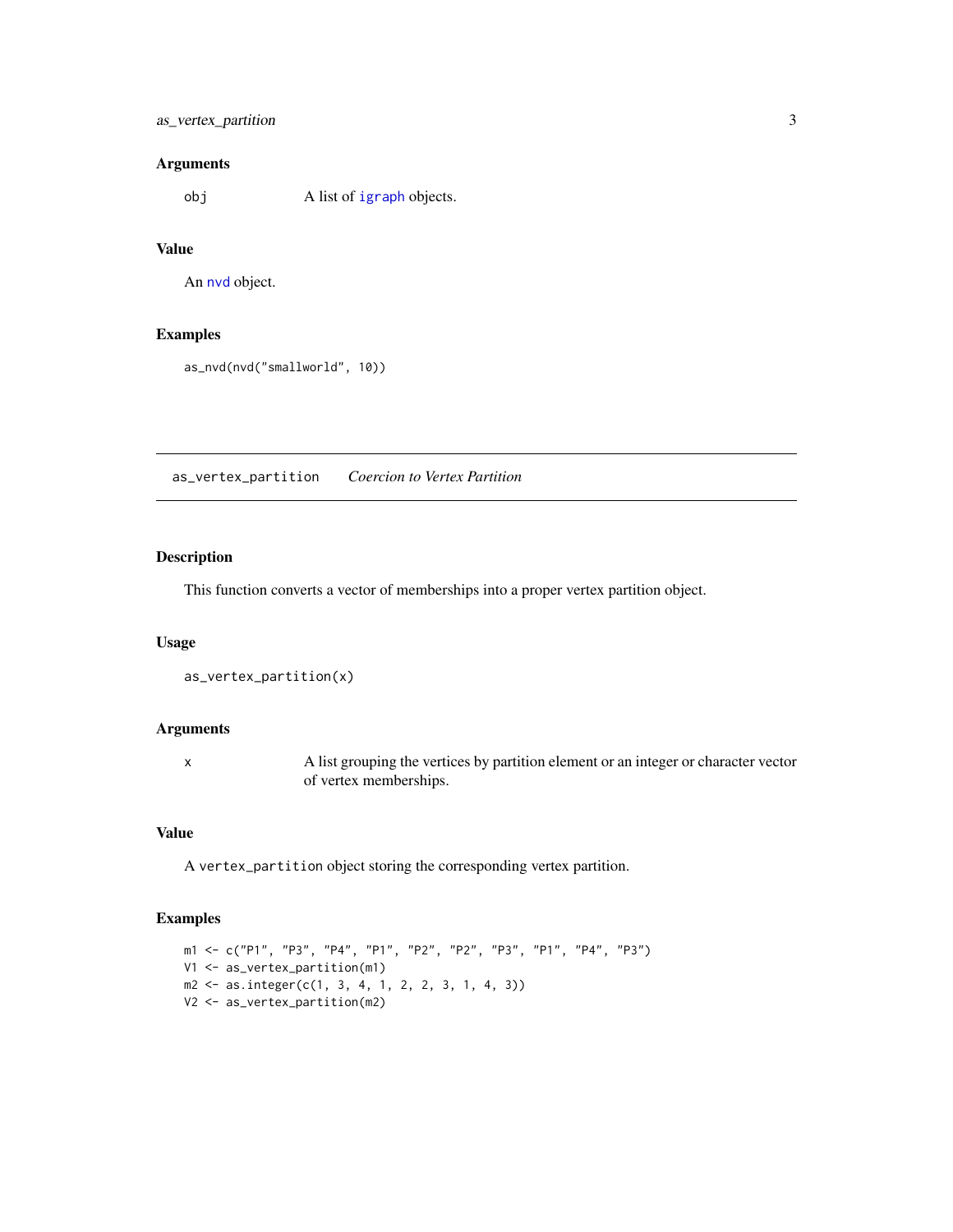### Arguments

obj A list of igraph objects.

### Value

An nvd object.

### Examples

```
as_nvd(nvd("smallworld", 10))
```

---

## as_vertex_partition *Coercion to Vertex Partition*

### Description

This function converts a vector of memberships into a proper vertex partition object.

### Usage

```
as_vertex_partition(x)
```

### Arguments

x A list grouping the vertices by partition element or an integer or character vector of vertex memberships.

### Value

A vertex_partition object storing the corresponding vertex partition.

### Examples

```
m1 <- c("P1", "P3", "P4", "P1", "P2", "P2", "P3", "P1", "P4", "P3")
V1 <- as_vertex_partition(m1)
m2 <- as.integer(c(1, 3, 4, 1, 2, 2, 3, 1, 4, 3))
V2 <- as_vertex_partition(m2)
```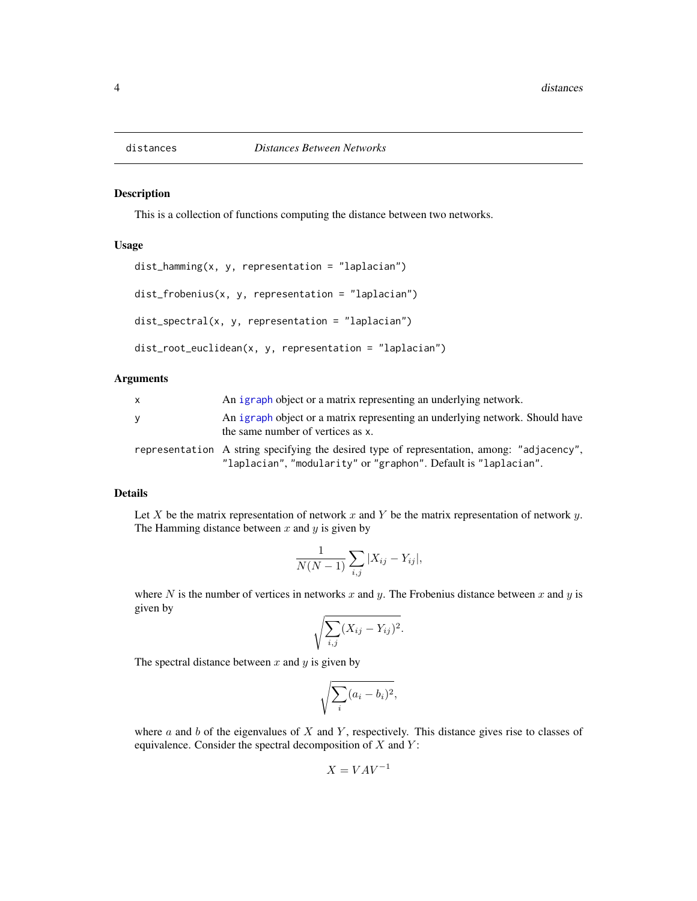## distances — *Distances Between Networks*

### Description

This is a collection of functions computing the distance between two networks.

### Usage

```
dist_hamming(x, y, representation = "laplacian")

dist_frobenius(x, y, representation = "laplacian")

dist_spectral(x, y, representation = "laplacian")

dist_root_euclidean(x, y, representation = "laplacian")
```

### Arguments

| | |
|---|---|
| `x` | An igraph object or a matrix representing an underlying network. |
| `y` | An igraph object or a matrix representing an underlying network. Should have the same number of vertices as `x`. |
| `representation` | A string specifying the desired type of representation, among: `"adjacency"`, `"laplacian"`, `"modularity"` or `"graphon"`. Default is `"laplacian"`. |

### Details

Let $X$ be the matrix representation of network $x$ and $Y$ be the matrix representation of network $y$. The Hamming distance between $x$ and $y$ is given by

$$\frac{1}{N(N-1)} \sum_{i,j} |X_{ij} - Y_{ij}|,$$

where $N$ is the number of vertices in networks $x$ and $y$. The Frobenius distance between $x$ and $y$ is given by

$$\sqrt{\sum_{i,j} (X_{ij} - Y_{ij})^2}.$$

The spectral distance between $x$ and $y$ is given by

$$\sqrt{\sum_{i} (a_i - b_i)^2},$$

where $a$ and $b$ of the eigenvalues of $X$ and $Y$, respectively. This distance gives rise to classes of equivalence. Consider the spectral decomposition of $X$ and $Y$:

$$X = VAV^{-1}$$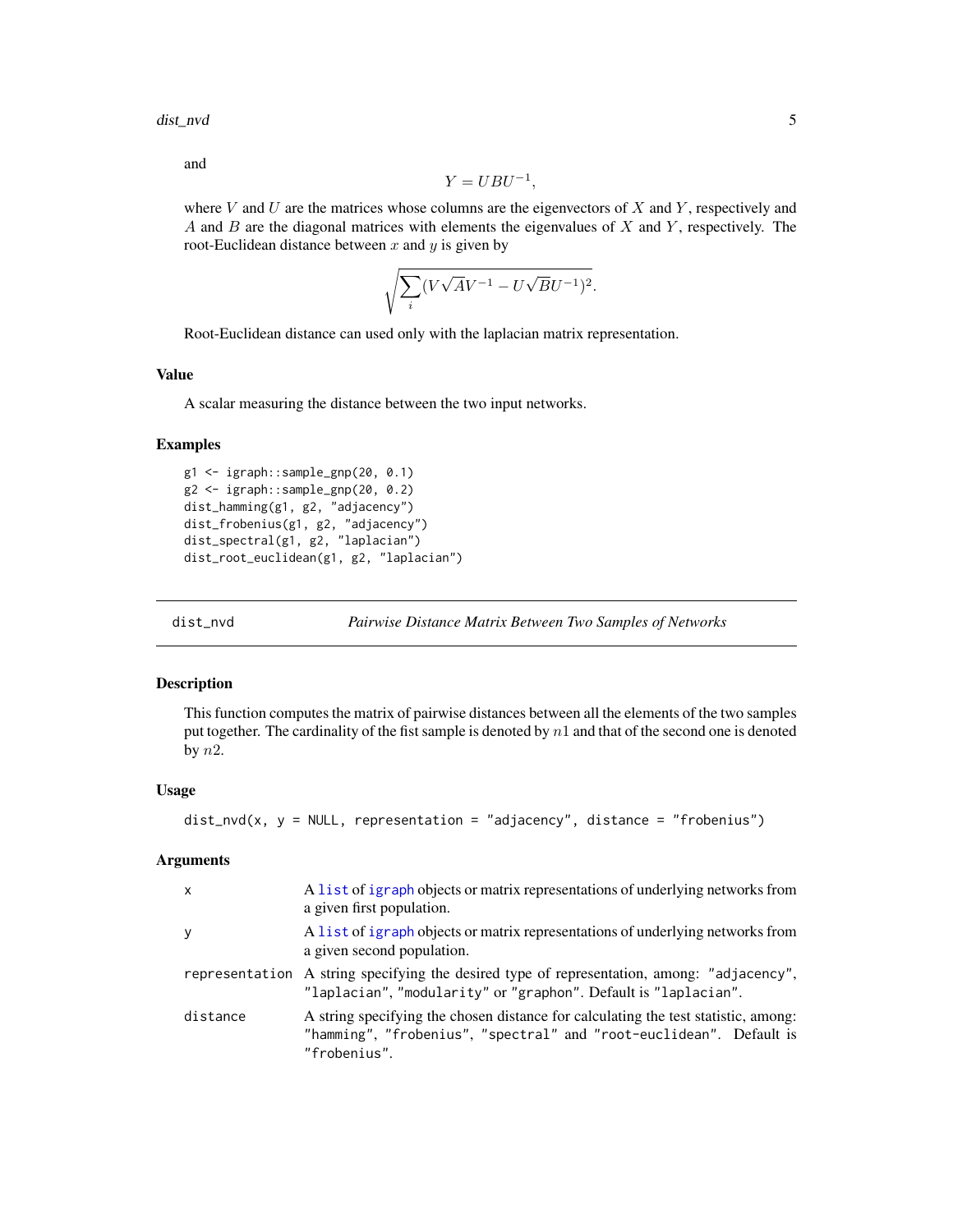and

$$Y = UBU^{-1},$$

where $V$ and $U$ are the matrices whose columns are the eigenvectors of $X$ and $Y$, respectively and $A$ and $B$ are the diagonal matrices with elements the eigenvalues of $X$ and $Y$, respectively. The root-Euclidean distance between $x$ and $y$ is given by

$$\sqrt{\sum_i (V\sqrt{A}V^{-1} - U\sqrt{B}U^{-1})^2}.$$

Root-Euclidean distance can used only with the laplacian matrix representation.

### Value

A scalar measuring the distance between the two input networks.

### Examples

```
g1 <- igraph::sample_gnp(20, 0.1)
g2 <- igraph::sample_gnp(20, 0.2)
dist_hamming(g1, g2, "adjacency")
dist_frobenius(g1, g2, "adjacency")
dist_spectral(g1, g2, "laplacian")
dist_root_euclidean(g1, g2, "laplacian")
```

---

## dist_nvd — *Pairwise Distance Matrix Between Two Samples of Networks*

### Description

This function computes the matrix of pairwise distances between all the elements of the two samples put together. The cardinality of the fist sample is denoted by $n1$ and that of the second one is denoted by $n2$.

### Usage

```
dist_nvd(x, y = NULL, representation = "adjacency", distance = "frobenius")
```

### Arguments

| | |
|---|---|
| x | A `list` of `igraph` objects or matrix representations of underlying networks from a given first population. |
| y | A `list` of `igraph` objects or matrix representations of underlying networks from a given second population. |
| representation | A string specifying the desired type of representation, among: `"adjacency"`, `"laplacian"`, `"modularity"` or `"graphon"`. Default is `"laplacian"`. |
| distance | A string specifying the chosen distance for calculating the test statistic, among: `"hamming"`, `"frobenius"`, `"spectral"` and `"root-euclidean"`. Default is `"frobenius"`. |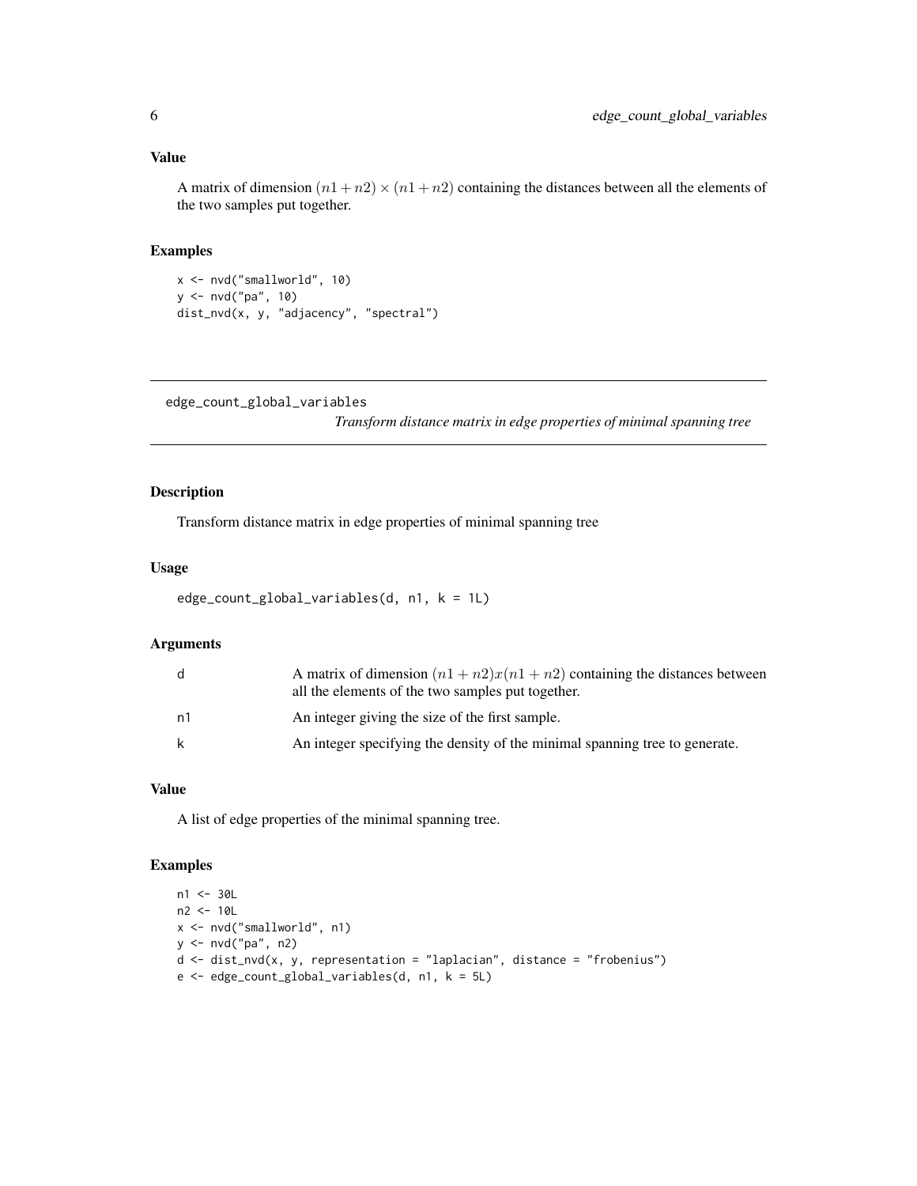### Value

A matrix of dimension $(n1 + n2) \times (n1 + n2)$ containing the distances between all the elements of the two samples put together.

### Examples

```
x <- nvd("smallworld", 10)
y <- nvd("pa", 10)
dist_nvd(x, y, "adjacency", "spectral")
```

---

## edge_count_global_variables

*Transform distance matrix in edge properties of minimal spanning tree*

---

### Description

Transform distance matrix in edge properties of minimal spanning tree

### Usage

```
edge_count_global_variables(d, n1, k = 1L)
```

### Arguments

| | |
|---|---|
| d | A matrix of dimension $(n1 + n2)x(n1 + n2)$ containing the distances between all the elements of the two samples put together. |
| n1 | An integer giving the size of the first sample. |
| k | An integer specifying the density of the minimal spanning tree to generate. |

### Value

A list of edge properties of the minimal spanning tree.

### Examples

```
n1 <- 30L
n2 <- 10L
x <- nvd("smallworld", n1)
y <- nvd("pa", n2)
d <- dist_nvd(x, y, representation = "laplacian", distance = "frobenius")
e <- edge_count_global_variables(d, n1, k = 5L)
```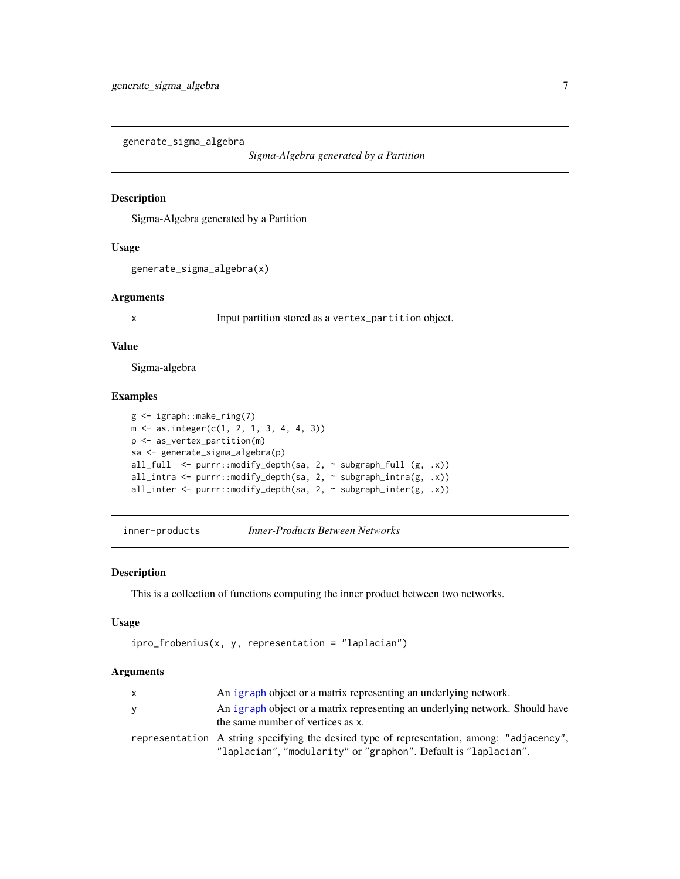## generate_sigma_algebra

*Sigma-Algebra generated by a Partition*

### Description

Sigma-Algebra generated by a Partition

### Usage

```
generate_sigma_algebra(x)
```

### Arguments

| | |
|---|---|
| x | Input partition stored as a `vertex_partition` object. |

### Value

Sigma-algebra

### Examples

```
g <- igraph::make_ring(7)
m <- as.integer(c(1, 2, 1, 3, 4, 4, 3))
p <- as_vertex_partition(m)
sa <- generate_sigma_algebra(p)
all_full  <- purrr::modify_depth(sa, 2, ~ subgraph_full (g, .x))
all_intra <- purrr::modify_depth(sa, 2, ~ subgraph_intra(g, .x))
all_inter <- purrr::modify_depth(sa, 2, ~ subgraph_inter(g, .x))
```

## inner-products

*Inner-Products Between Networks*

### Description

This is a collection of functions computing the inner product between two networks.

### Usage

```
ipro_frobenius(x, y, representation = "laplacian")
```

### Arguments

| | |
|---|---|
| x | An igraph object or a matrix representing an underlying network. |
| y | An igraph object or a matrix representing an underlying network. Should have the same number of vertices as x. |
| representation | A string specifying the desired type of representation, among: "adjacency", "laplacian", "modularity" or "graphon". Default is "laplacian". |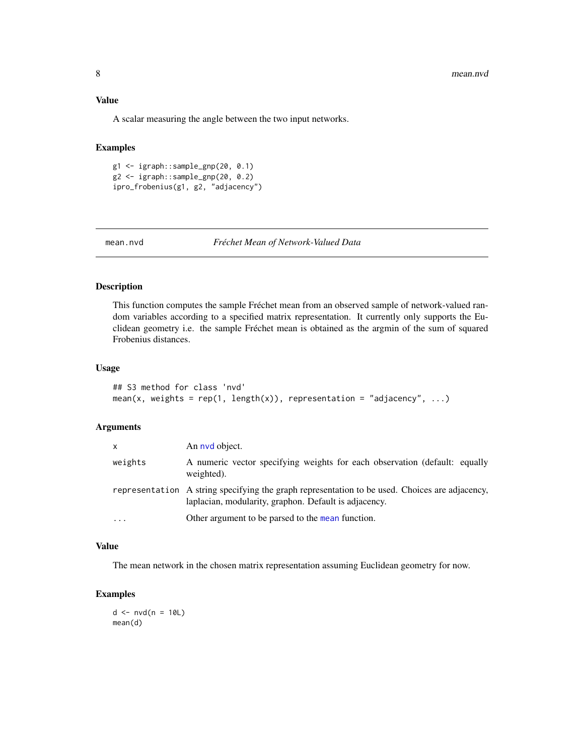## Value

A scalar measuring the angle between the two input networks.

## Examples

```
g1 <- igraph::sample_gnp(20, 0.1)
g2 <- igraph::sample_gnp(20, 0.2)
ipro_frobenius(g1, g2, "adjacency")
```

---

# mean.nvd *Fréchet Mean of Network-Valued Data*

---

## Description

This function computes the sample Fréchet mean from an observed sample of network-valued random variables according to a specified matrix representation. It currently only supports the Euclidean geometry i.e. the sample Fréchet mean is obtained as the argmin of the sum of squared Frobenius distances.

## Usage

```
## S3 method for class 'nvd'
mean(x, weights = rep(1, length(x)), representation = "adjacency", ...)
```

## Arguments

| | |
|---|---|
| `x` | An nvd object. |
| `weights` | A numeric vector specifying weights for each observation (default: equally weighted). |
| `representation` | A string specifying the graph representation to be used. Choices are adjacency, laplacian, modularity, graphon. Default is adjacency. |
| `...` | Other argument to be parsed to the mean function. |

## Value

The mean network in the chosen matrix representation assuming Euclidean geometry for now.

## Examples

```
d <- nvd(n = 10L)
mean(d)
```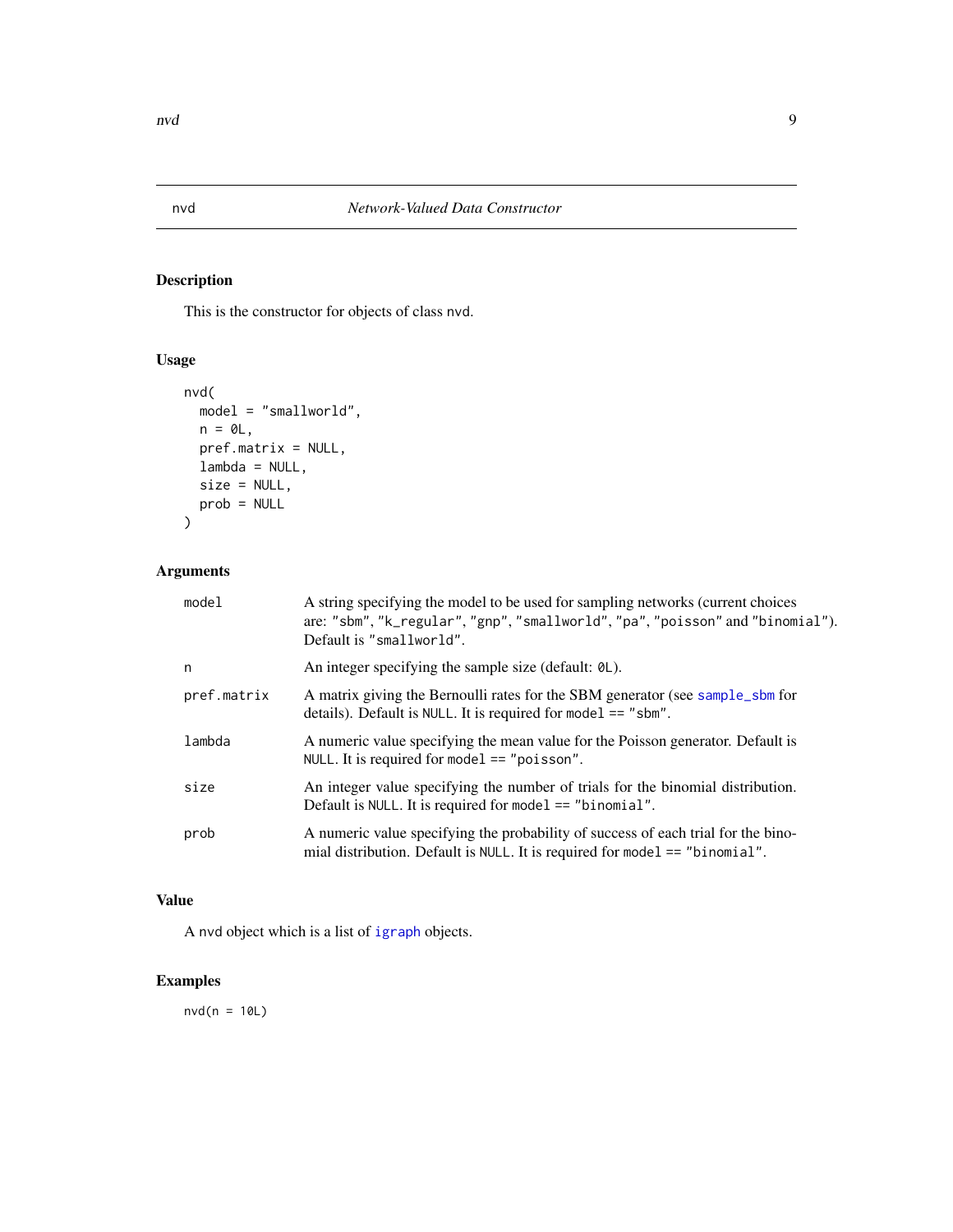# nvd — *Network-Valued Data Constructor*

## Description

This is the constructor for objects of class nvd.

## Usage

```
nvd(
  model = "smallworld",
  n = 0L,
  pref.matrix = NULL,
  lambda = NULL,
  size = NULL,
  prob = NULL
)
```

## Arguments

| | |
|---|---|
| model | A string specifying the model to be used for sampling networks (current choices are: "sbm", "k_regular", "gnp", "smallworld", "pa", "poisson" and "binomial"). Default is "smallworld". |
| n | An integer specifying the sample size (default: 0L). |
| pref.matrix | A matrix giving the Bernoulli rates for the SBM generator (see sample_sbm for details). Default is NULL. It is required for model == "sbm". |
| lambda | A numeric value specifying the mean value for the Poisson generator. Default is NULL. It is required for model == "poisson". |
| size | An integer value specifying the number of trials for the binomial distribution. Default is NULL. It is required for model == "binomial". |
| prob | A numeric value specifying the probability of success of each trial for the binomial distribution. Default is NULL. It is required for model == "binomial". |

## Value

A nvd object which is a list of igraph objects.

## Examples

```
nvd(n = 10L)
```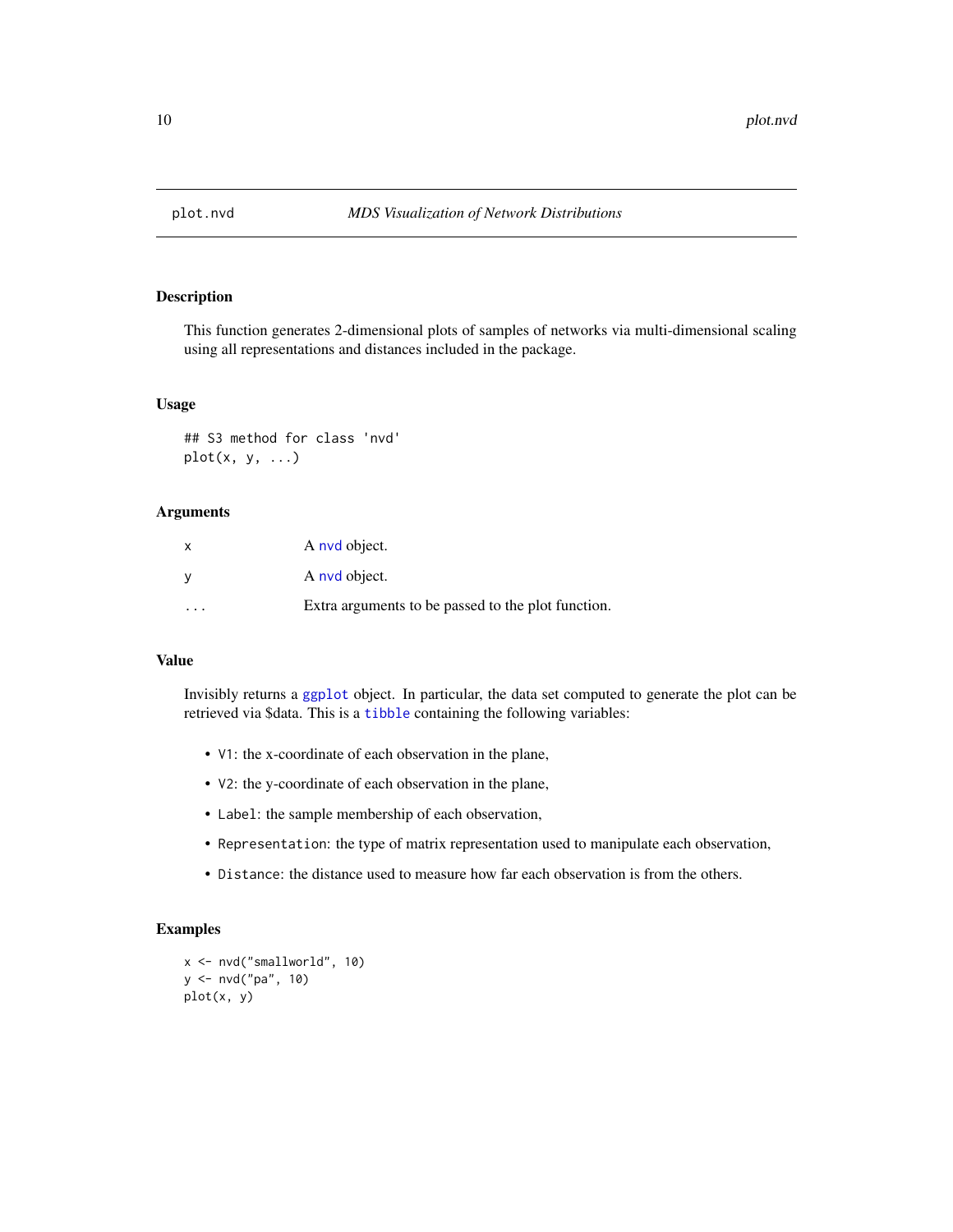plot.nvd — *MDS Visualization of Network Distributions*

## Description

This function generates 2-dimensional plots of samples of networks via multi-dimensional scaling using all representations and distances included in the package.

## Usage

```
## S3 method for class 'nvd'
plot(x, y, ...)
```

## Arguments

| | |
|---|---|
| x | A nvd object. |
| y | A nvd object. |
| ... | Extra arguments to be passed to the plot function. |

## Value

Invisibly returns a ggplot object. In particular, the data set computed to generate the plot can be retrieved via $data. This is a tibble containing the following variables:

- `V1`: the x-coordinate of each observation in the plane,
- `V2`: the y-coordinate of each observation in the plane,
- `Label`: the sample membership of each observation,
- `Representation`: the type of matrix representation used to manipulate each observation,
- `Distance`: the distance used to measure how far each observation is from the others.

## Examples

```
x <- nvd("smallworld", 10)
y <- nvd("pa", 10)
plot(x, y)
```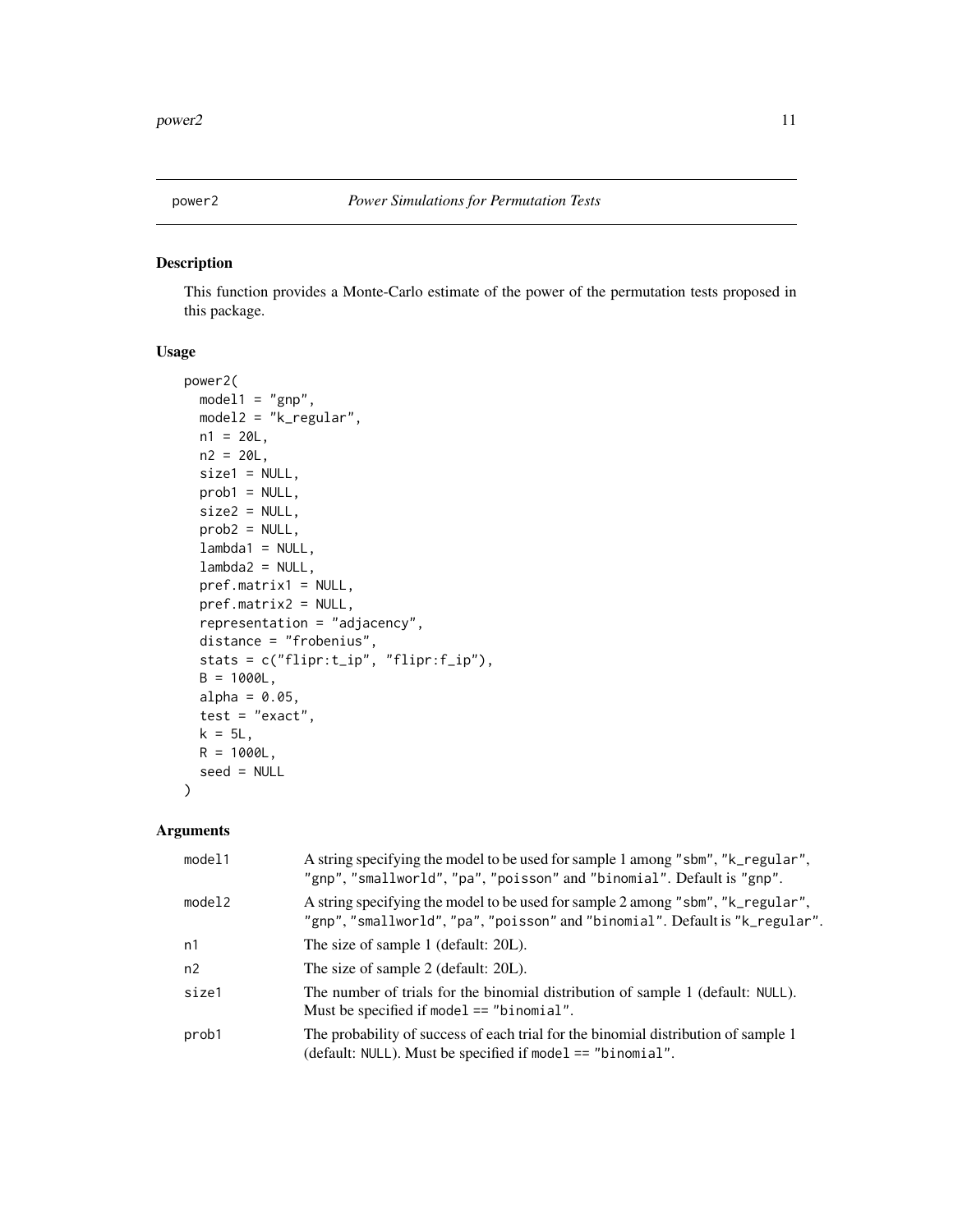# power2 — *Power Simulations for Permutation Tests*

## Description

This function provides a Monte-Carlo estimate of the power of the permutation tests proposed in this package.

## Usage

```
power2(
  model1 = "gnp",
  model2 = "k_regular",
  n1 = 20L,
  n2 = 20L,
  size1 = NULL,
  prob1 = NULL,
  size2 = NULL,
  prob2 = NULL,
  lambda1 = NULL,
  lambda2 = NULL,
  pref.matrix1 = NULL,
  pref.matrix2 = NULL,
  representation = "adjacency",
  distance = "frobenius",
  stats = c("flipr:t_ip", "flipr:f_ip"),
  B = 1000L,
  alpha = 0.05,
  test = "exact",
  k = 5L,
  R = 1000L,
  seed = NULL
)
```

## Arguments

| Argument | Description |
|---|---|
| `model1` | A string specifying the model to be used for sample 1 among `"sbm"`, `"k_regular"`, `"gnp"`, `"smallworld"`, `"pa"`, `"poisson"` and `"binomial"`. Default is `"gnp"`. |
| `model2` | A string specifying the model to be used for sample 2 among `"sbm"`, `"k_regular"`, `"gnp"`, `"smallworld"`, `"pa"`, `"poisson"` and `"binomial"`. Default is `"k_regular"`. |
| `n1` | The size of sample 1 (default: 20L). |
| `n2` | The size of sample 2 (default: 20L). |
| `size1` | The number of trials for the binomial distribution of sample 1 (default: `NULL`). Must be specified if `model == "binomial"`. |
| `prob1` | The probability of success of each trial for the binomial distribution of sample 1 (default: `NULL`). Must be specified if `model == "binomial"`. |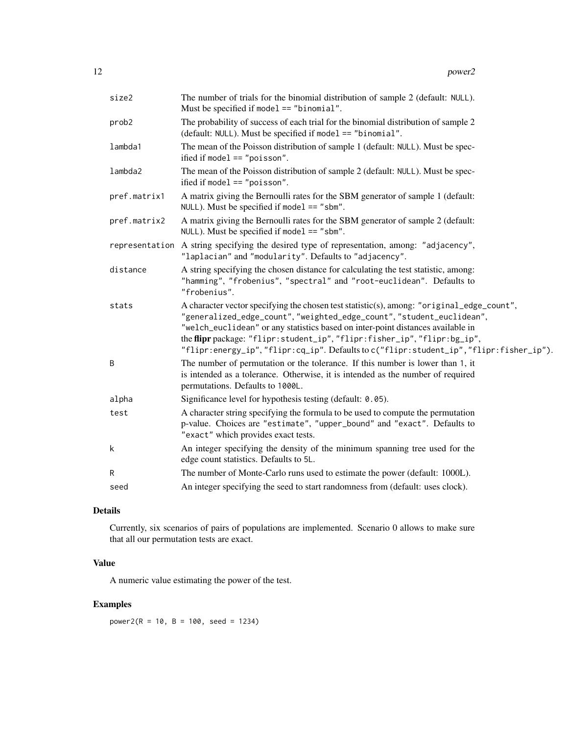| | |
|---|---|
| size2 | The number of trials for the binomial distribution of sample 2 (default: NULL). Must be specified if model == "binomial". |
| prob2 | The probability of success of each trial for the binomial distribution of sample 2 (default: NULL). Must be specified if model == "binomial". |
| lambda1 | The mean of the Poisson distribution of sample 1 (default: NULL). Must be specified if model == "poisson". |
| lambda2 | The mean of the Poisson distribution of sample 2 (default: NULL). Must be specified if model == "poisson". |
| pref.matrix1 | A matrix giving the Bernoulli rates for the SBM generator of sample 1 (default: NULL). Must be specified if model == "sbm". |
| pref.matrix2 | A matrix giving the Bernoulli rates for the SBM generator of sample 2 (default: NULL). Must be specified if model == "sbm". |
| representation | A string specifying the desired type of representation, among: "adjacency", "laplacian" and "modularity". Defaults to "adjacency". |
| distance | A string specifying the chosen distance for calculating the test statistic, among: "hamming", "frobenius", "spectral" and "root-euclidean". Defaults to "frobenius". |
| stats | A character vector specifying the chosen test statistic(s), among: "original_edge_count", "generalized_edge_count", "weighted_edge_count", "student_euclidean", "welch_euclidean" or any statistics based on inter-point distances available in the **flipr** package: "flipr:student_ip", "flipr:fisher_ip", "flipr:bg_ip", "flipr:energy_ip", "flipr:cq_ip". Defaults to c("flipr:student_ip","flipr:fisher_ip"). |
| B | The number of permutation or the tolerance. If this number is lower than 1, it is intended as a tolerance. Otherwise, it is intended as the number of required permutations. Defaults to 1000L. |
| alpha | Significance level for hypothesis testing (default: 0.05). |
| test | A character string specifying the formula to be used to compute the permutation p-value. Choices are "estimate", "upper_bound" and "exact". Defaults to "exact" which provides exact tests. |
| k | An integer specifying the density of the minimum spanning tree used for the edge count statistics. Defaults to 5L. |
| R | The number of Monte-Carlo runs used to estimate the power (default: 1000L). |
| seed | An integer specifying the seed to start randomness from (default: uses clock). |

## Details

Currently, six scenarios of pairs of populations are implemented. Scenario 0 allows to make sure that all our permutation tests are exact.

## Value

A numeric value estimating the power of the test.

## Examples

```
power2(R = 10, B = 100, seed = 1234)
```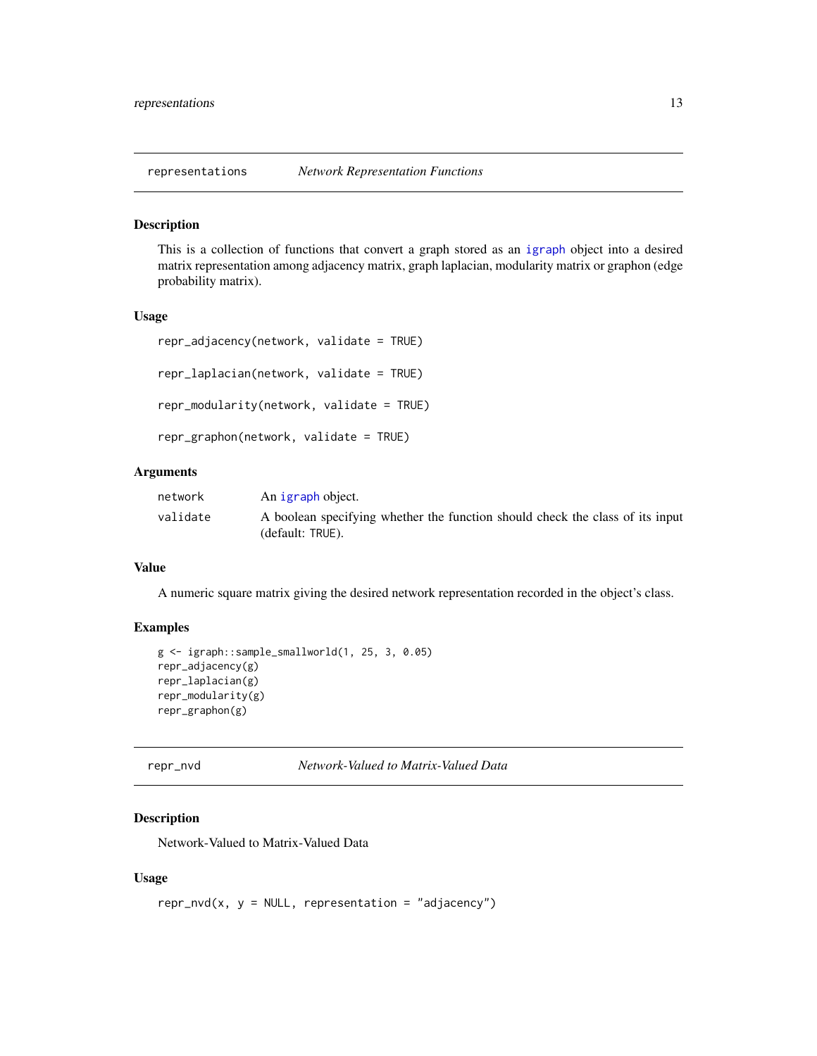## representations — *Network Representation Functions*

### Description

This is a collection of functions that convert a graph stored as an igraph object into a desired matrix representation among adjacency matrix, graph laplacian, modularity matrix or graphon (edge probability matrix).

### Usage

```
repr_adjacency(network, validate = TRUE)

repr_laplacian(network, validate = TRUE)

repr_modularity(network, validate = TRUE)

repr_graphon(network, validate = TRUE)
```

### Arguments

| | |
|---|---|
| network | An igraph object. |
| validate | A boolean specifying whether the function should check the class of its input (default: TRUE). |

### Value

A numeric square matrix giving the desired network representation recorded in the object's class.

### Examples

```
g <- igraph::sample_smallworld(1, 25, 3, 0.05)
repr_adjacency(g)
repr_laplacian(g)
repr_modularity(g)
repr_graphon(g)
```

## repr_nvd — *Network-Valued to Matrix-Valued Data*

### Description

Network-Valued to Matrix-Valued Data

### Usage

```
repr_nvd(x, y = NULL, representation = "adjacency")
```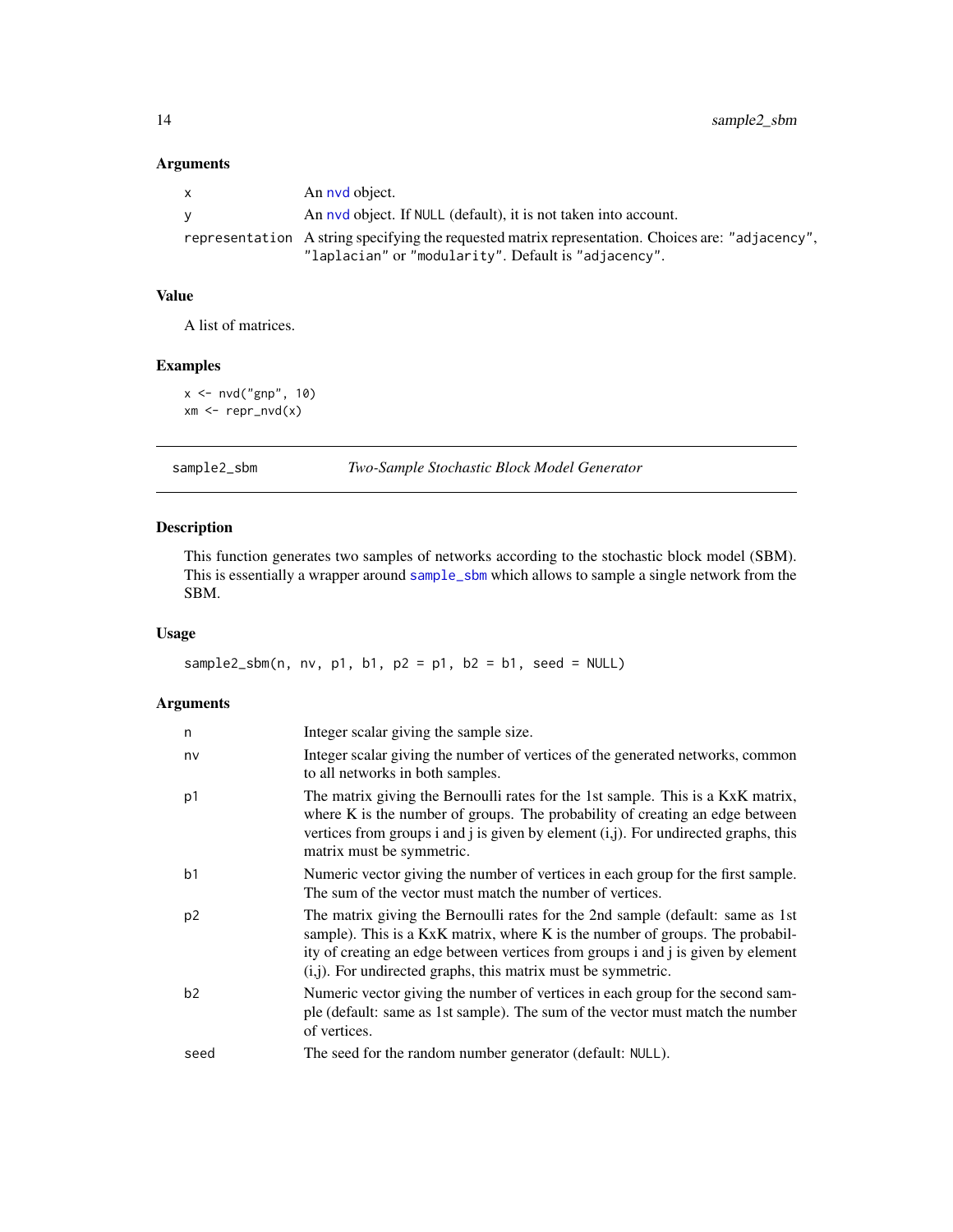### Arguments

| | |
|---|---|
| x | An nvd object. |
| y | An nvd object. If NULL (default), it is not taken into account. |
| representation | A string specifying the requested matrix representation. Choices are: "adjacency", "laplacian" or "modularity". Default is "adjacency". |

### Value

A list of matrices.

### Examples

```
x <- nvd("gnp", 10)
xm <- repr_nvd(x)
```

---

## sample2_sbm — *Two-Sample Stochastic Block Model Generator*

---

### Description

This function generates two samples of networks according to the stochastic block model (SBM). This is essentially a wrapper around sample_sbm which allows to sample a single network from the SBM.

### Usage

```
sample2_sbm(n, nv, p1, b1, p2 = p1, b2 = b1, seed = NULL)
```

### Arguments

| | |
|---|---|
| n | Integer scalar giving the sample size. |
| nv | Integer scalar giving the number of vertices of the generated networks, common to all networks in both samples. |
| p1 | The matrix giving the Bernoulli rates for the 1st sample. This is a KxK matrix, where K is the number of groups. The probability of creating an edge between vertices from groups i and j is given by element (i,j). For undirected graphs, this matrix must be symmetric. |
| b1 | Numeric vector giving the number of vertices in each group for the first sample. The sum of the vector must match the number of vertices. |
| p2 | The matrix giving the Bernoulli rates for the 2nd sample (default: same as 1st sample). This is a KxK matrix, where K is the number of groups. The probability of creating an edge between vertices from groups i and j is given by element (i,j). For undirected graphs, this matrix must be symmetric. |
| b2 | Numeric vector giving the number of vertices in each group for the second sample (default: same as 1st sample). The sum of the vector must match the number of vertices. |
| seed | The seed for the random number generator (default: NULL). |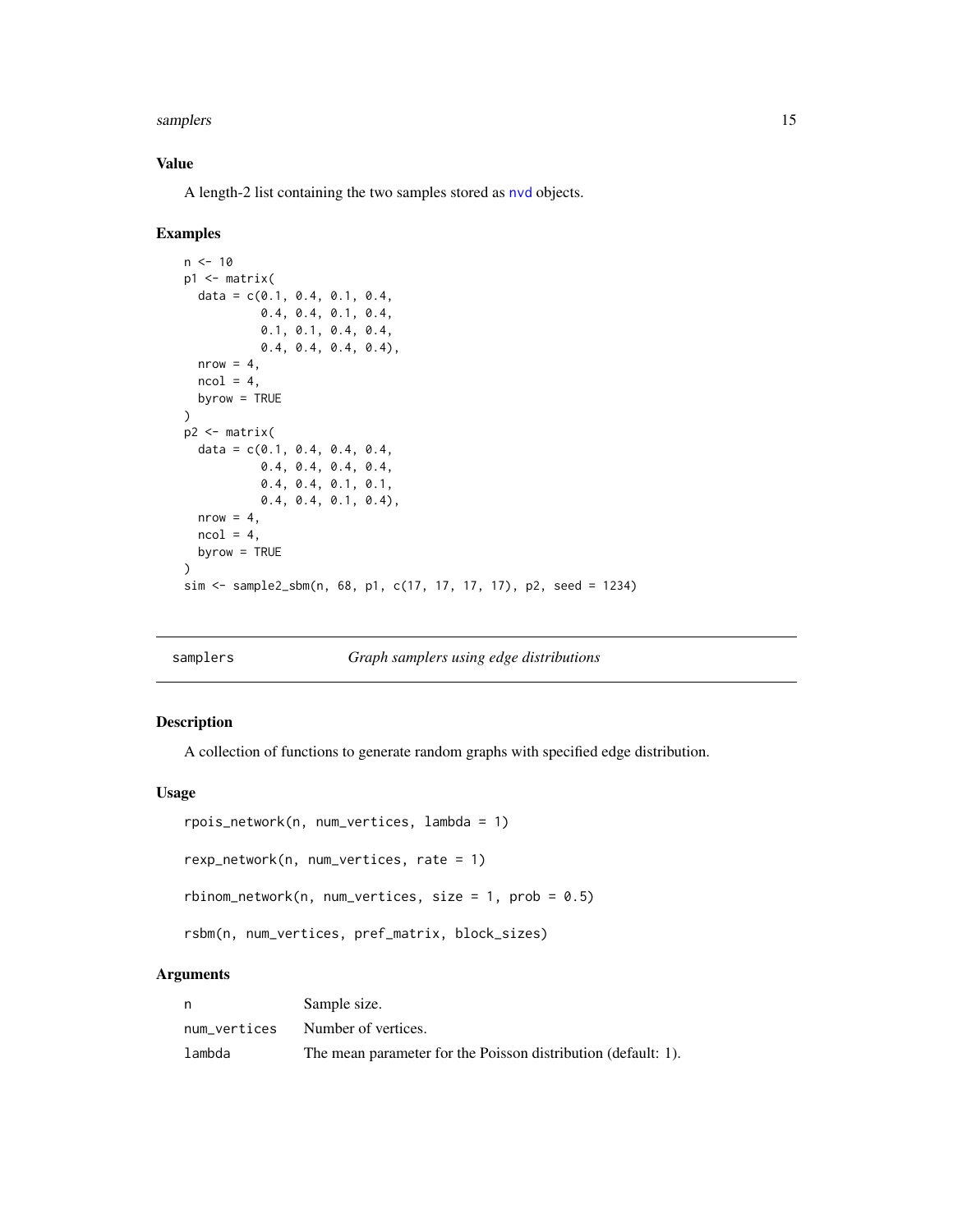### Value

A length-2 list containing the two samples stored as nvd objects.

### Examples

```
n <- 10
p1 <- matrix(
  data = c(0.1, 0.4, 0.1, 0.4,
           0.4, 0.4, 0.1, 0.4,
           0.1, 0.1, 0.4, 0.4,
           0.4, 0.4, 0.4, 0.4),
  nrow = 4,
  ncol = 4,
  byrow = TRUE
)
p2 <- matrix(
  data = c(0.1, 0.4, 0.4, 0.4,
           0.4, 0.4, 0.4, 0.4,
           0.4, 0.4, 0.1, 0.1,
           0.4, 0.4, 0.1, 0.4),
  nrow = 4,
  ncol = 4,
  byrow = TRUE
)
sim <- sample2_sbm(n, 68, p1, c(17, 17, 17, 17), p2, seed = 1234)
```

---

## samplers — *Graph samplers using edge distributions*

### Description

A collection of functions to generate random graphs with specified edge distribution.

### Usage

```
rpois_network(n, num_vertices, lambda = 1)

rexp_network(n, num_vertices, rate = 1)

rbinom_network(n, num_vertices, size = 1, prob = 0.5)

rsbm(n, num_vertices, pref_matrix, block_sizes)
```

### Arguments

| | |
|---|---|
| n | Sample size. |
| num_vertices | Number of vertices. |
| lambda | The mean parameter for the Poisson distribution (default: 1). |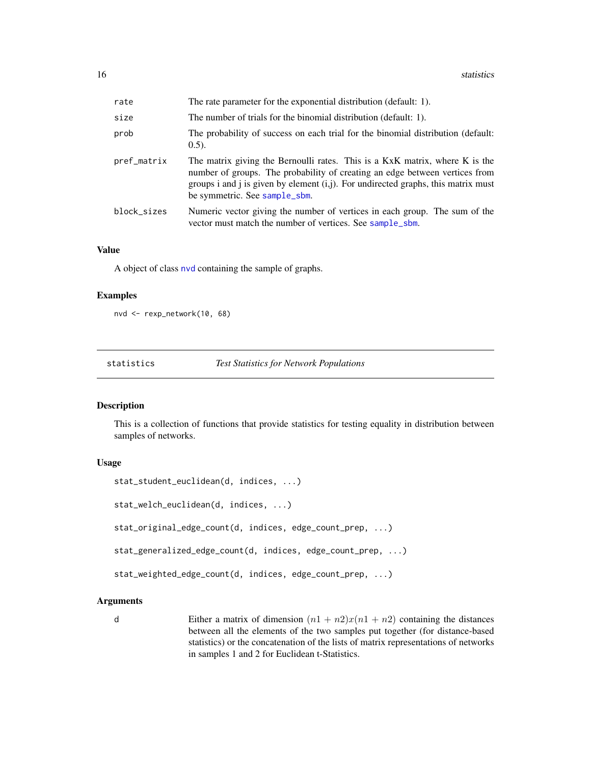| | |
|---|---|
| rate | The rate parameter for the exponential distribution (default: 1). |
| size | The number of trials for the binomial distribution (default: 1). |
| prob | The probability of success on each trial for the binomial distribution (default: 0.5). |
| pref_matrix | The matrix giving the Bernoulli rates. This is a KxK matrix, where K is the number of groups. The probability of creating an edge between vertices from groups i and j is given by element (i,j). For undirected graphs, this matrix must be symmetric. See sample_sbm. |
| block_sizes | Numeric vector giving the number of vertices in each group. The sum of the vector must match the number of vertices. See sample_sbm. |

## Value

A object of class nvd containing the sample of graphs.

## Examples

```
nvd <- rexp_network(10, 68)
```

---

# statistics — *Test Statistics for Network Populations*

---

## Description

This is a collection of functions that provide statistics for testing equality in distribution between samples of networks.

## Usage

```
stat_student_euclidean(d, indices, ...)

stat_welch_euclidean(d, indices, ...)

stat_original_edge_count(d, indices, edge_count_prep, ...)

stat_generalized_edge_count(d, indices, edge_count_prep, ...)

stat_weighted_edge_count(d, indices, edge_count_prep, ...)
```

## Arguments

| | |
|---|---|
| d | Either a matrix of dimension $(n1 + n2)x(n1 + n2)$ containing the distances between all the elements of the two samples put together (for distance-based statistics) or the concatenation of the lists of matrix representations of networks in samples 1 and 2 for Euclidean t-Statistics. |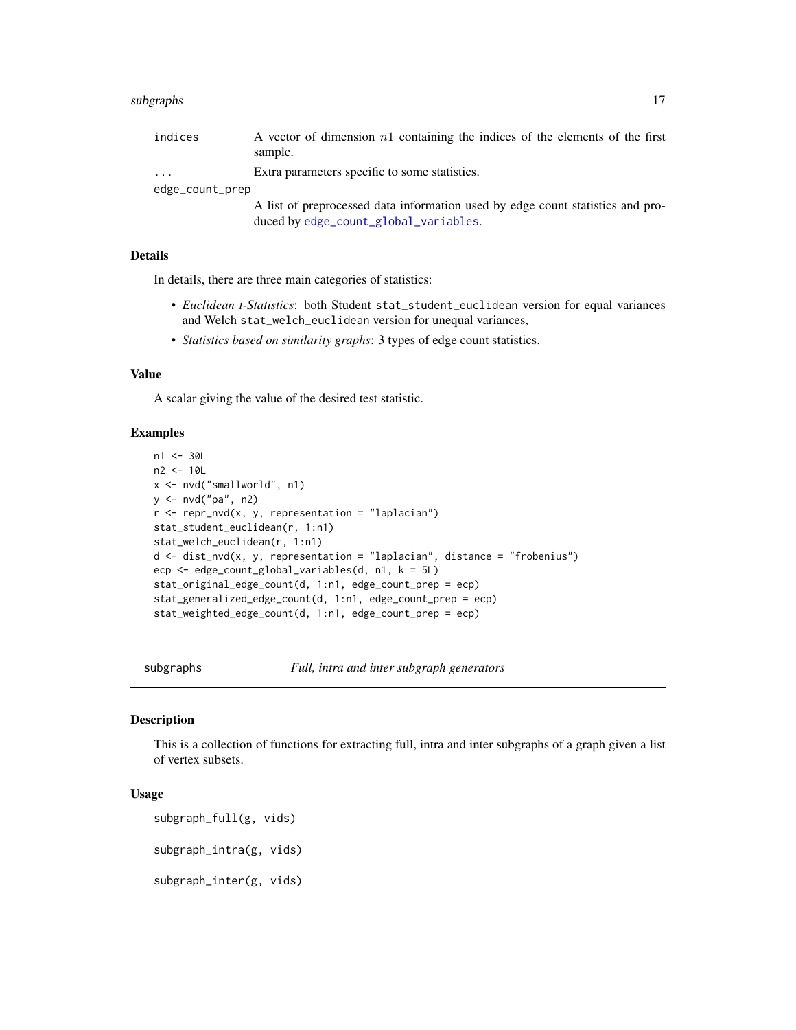| | |
|---|---|
| indices | A vector of dimension $n1$ containing the indices of the elements of the first sample. |
| ... | Extra parameters specific to some statistics. |
| edge_count_prep | A list of preprocessed data information used by edge count statistics and produced by edge_count_global_variables. |

### Details

In details, there are three main categories of statistics:

- *Euclidean t-Statistics*: both Student `stat_student_euclidean` version for equal variances and Welch `stat_welch_euclidean` version for unequal variances,
- *Statistics based on similarity graphs*: 3 types of edge count statistics.

### Value

A scalar giving the value of the desired test statistic.

### Examples

```
n1 <- 30L
n2 <- 10L
x <- nvd("smallworld", n1)
y <- nvd("pa", n2)
r <- repr_nvd(x, y, representation = "laplacian")
stat_student_euclidean(r, 1:n1)
stat_welch_euclidean(r, 1:n1)
d <- dist_nvd(x, y, representation = "laplacian", distance = "frobenius")
ecp <- edge_count_global_variables(d, n1, k = 5L)
stat_original_edge_count(d, 1:n1, edge_count_prep = ecp)
stat_generalized_edge_count(d, 1:n1, edge_count_prep = ecp)
stat_weighted_edge_count(d, 1:n1, edge_count_prep = ecp)
```

---

## subgraphs — *Full, intra and inter subgraph generators*

### Description

This is a collection of functions for extracting full, intra and inter subgraphs of a graph given a list of vertex subsets.

### Usage

```
subgraph_full(g, vids)

subgraph_intra(g, vids)

subgraph_inter(g, vids)
```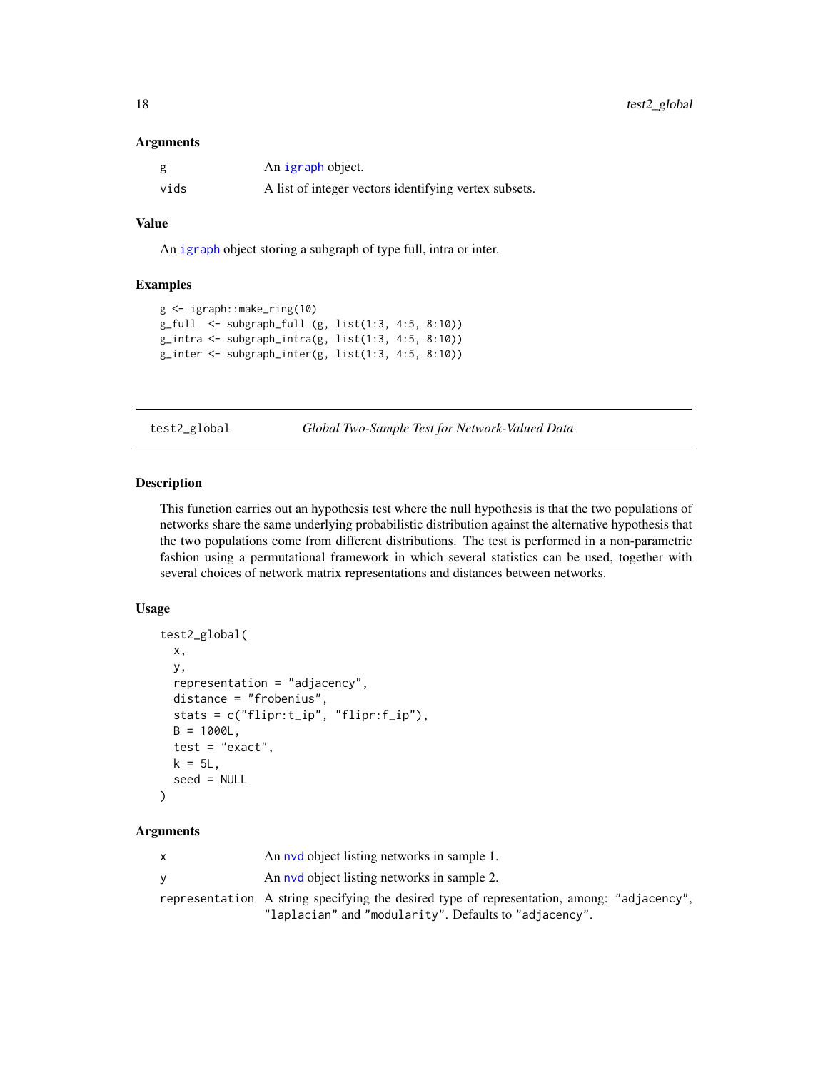### Arguments

| | |
|---|---|
| g | An igraph object. |
| vids | A list of integer vectors identifying vertex subsets. |

### Value

An igraph object storing a subgraph of type full, intra or inter.

### Examples

```
g <- igraph::make_ring(10)
g_full  <- subgraph_full (g, list(1:3, 4:5, 8:10))
g_intra <- subgraph_intra(g, list(1:3, 4:5, 8:10))
g_inter <- subgraph_inter(g, list(1:3, 4:5, 8:10))
```

## test2_global — *Global Two-Sample Test for Network-Valued Data*

### Description

This function carries out an hypothesis test where the null hypothesis is that the two populations of networks share the same underlying probabilistic distribution against the alternative hypothesis that the two populations come from different distributions. The test is performed in a non-parametric fashion using a permutational framework in which several statistics can be used, together with several choices of network matrix representations and distances between networks.

### Usage

```
test2_global(
  x,
  y,
  representation = "adjacency",
  distance = "frobenius",
  stats = c("flipr:t_ip", "flipr:f_ip"),
  B = 1000L,
  test = "exact",
  k = 5L,
  seed = NULL
)
```

### Arguments

| | |
|---|---|
| x | An nvd object listing networks in sample 1. |
| y | An nvd object listing networks in sample 2. |
| representation | A string specifying the desired type of representation, among: "adjacency", "laplacian" and "modularity". Defaults to "adjacency". |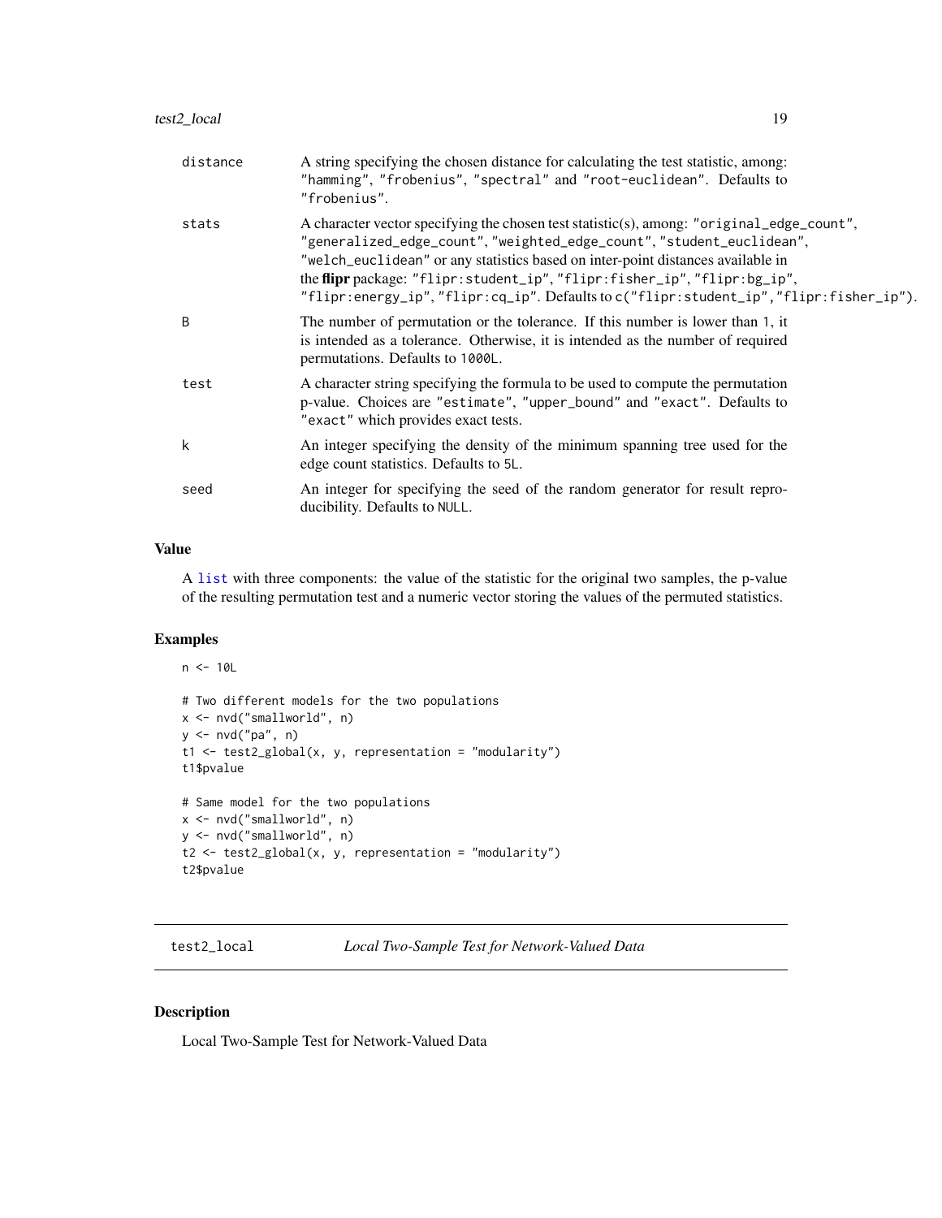| | |
|---|---|
| distance | A string specifying the chosen distance for calculating the test statistic, among: "hamming", "frobenius", "spectral" and "root-euclidean". Defaults to "frobenius". |
| stats | A character vector specifying the chosen test statistic(s), among: "original_edge_count", "generalized_edge_count", "weighted_edge_count", "student_euclidean", "welch_euclidean" or any statistics based on inter-point distances available in the **flipr** package: "flipr:student_ip", "flipr:fisher_ip", "flipr:bg_ip", "flipr:energy_ip", "flipr:cq_ip". Defaults to c("flipr:student_ip","flipr:fisher_ip"). |
| B | The number of permutation or the tolerance. If this number is lower than 1, it is intended as a tolerance. Otherwise, it is intended as the number of required permutations. Defaults to 1000L. |
| test | A character string specifying the formula to be used to compute the permutation p-value. Choices are "estimate", "upper_bound" and "exact". Defaults to "exact" which provides exact tests. |
| k | An integer specifying the density of the minimum spanning tree used for the edge count statistics. Defaults to 5L. |
| seed | An integer for specifying the seed of the random generator for result reproducibility. Defaults to NULL. |

## Value

A list with three components: the value of the statistic for the original two samples, the p-value of the resulting permutation test and a numeric vector storing the values of the permuted statistics.

## Examples

```
n <- 10L

# Two different models for the two populations
x <- nvd("smallworld", n)
y <- nvd("pa", n)
t1 <- test2_global(x, y, representation = "modularity")
t1$pvalue

# Same model for the two populations
x <- nvd("smallworld", n)
y <- nvd("smallworld", n)
t2 <- test2_global(x, y, representation = "modularity")
t2$pvalue
```

---

# test2_local *Local Two-Sample Test for Network-Valued Data*

## Description

Local Two-Sample Test for Network-Valued Data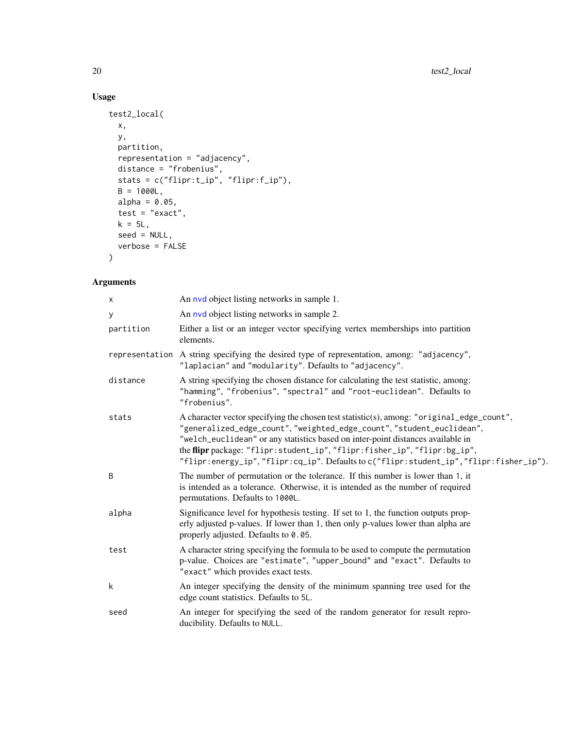## Usage

```
test2_local(
  x,
  y,
  partition,
  representation = "adjacency",
  distance = "frobenius",
  stats = c("flipr:t_ip", "flipr:f_ip"),
  B = 1000L,
  alpha = 0.05,
  test = "exact",
  k = 5L,
  seed = NULL,
  verbose = FALSE
)
```

## Arguments

| Argument | Description |
|---|---|
| `x` | An nvd object listing networks in sample 1. |
| `y` | An nvd object listing networks in sample 2. |
| `partition` | Either a list or an integer vector specifying vertex memberships into partition elements. |
| `representation` | A string specifying the desired type of representation, among: `"adjacency"`, `"laplacian"` and `"modularity"`. Defaults to `"adjacency"`. |
| `distance` | A string specifying the chosen distance for calculating the test statistic, among: `"hamming"`, `"frobenius"`, `"spectral"` and `"root-euclidean"`. Defaults to `"frobenius"`. |
| `stats` | A character vector specifying the chosen test statistic(s), among: `"original_edge_count"`, `"generalized_edge_count"`, `"weighted_edge_count"`, `"student_euclidean"`, `"welch_euclidean"` or any statistics based on inter-point distances available in the **flipr** package: `"flipr:student_ip"`, `"flipr:fisher_ip"`, `"flipr:bg_ip"`, `"flipr:energy_ip"`, `"flipr:cq_ip"`. Defaults to `c("flipr:student_ip","flipr:fisher_ip")`. |
| `B` | The number of permutation or the tolerance. If this number is lower than `1`, it is intended as a tolerance. Otherwise, it is intended as the number of required permutations. Defaults to `1000L`. |
| `alpha` | Significance level for hypothesis testing. If set to 1, the function outputs properly adjusted p-values. If lower than 1, then only p-values lower than alpha are properly adjusted. Defaults to `0.05`. |
| `test` | A character string specifying the formula to be used to compute the permutation p-value. Choices are `"estimate"`, `"upper_bound"` and `"exact"`. Defaults to `"exact"` which provides exact tests. |
| `k` | An integer specifying the density of the minimum spanning tree used for the edge count statistics. Defaults to `5L`. |
| `seed` | An integer for specifying the seed of the random generator for result reproducibility. Defaults to `NULL`. |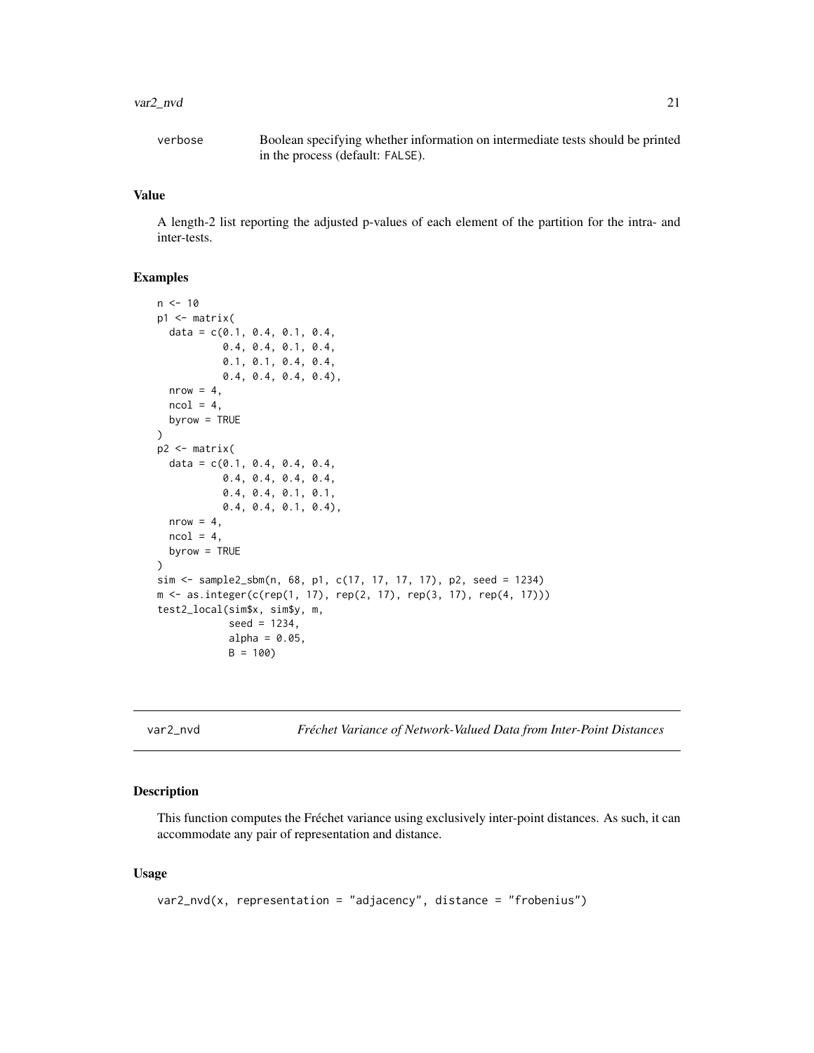verbose Boolean specifying whether information on intermediate tests should be printed in the process (default: FALSE).

### Value

A length-2 list reporting the adjusted p-values of each element of the partition for the intra- and inter-tests.

### Examples

```
n <- 10
p1 <- matrix(
  data = c(0.1, 0.4, 0.1, 0.4,
           0.4, 0.4, 0.1, 0.4,
           0.1, 0.1, 0.4, 0.4,
           0.4, 0.4, 0.4, 0.4),
  nrow = 4,
  ncol = 4,
  byrow = TRUE
)
p2 <- matrix(
  data = c(0.1, 0.4, 0.4, 0.4,
           0.4, 0.4, 0.4, 0.4,
           0.4, 0.4, 0.1, 0.1,
           0.4, 0.4, 0.1, 0.4),
  nrow = 4,
  ncol = 4,
  byrow = TRUE
)
sim <- sample2_sbm(n, 68, p1, c(17, 17, 17, 17), p2, seed = 1234)
m <- as.integer(c(rep(1, 17), rep(2, 17), rep(3, 17), rep(4, 17)))
test2_local(sim$x, sim$y, m,
            seed = 1234,
            alpha = 0.05,
            B = 100)
```

---

## var2_nvd *Fréchet Variance of Network-Valued Data from Inter-Point Distances*

### Description

This function computes the Fréchet variance using exclusively inter-point distances. As such, it can accommodate any pair of representation and distance.

### Usage

```
var2_nvd(x, representation = "adjacency", distance = "frobenius")
```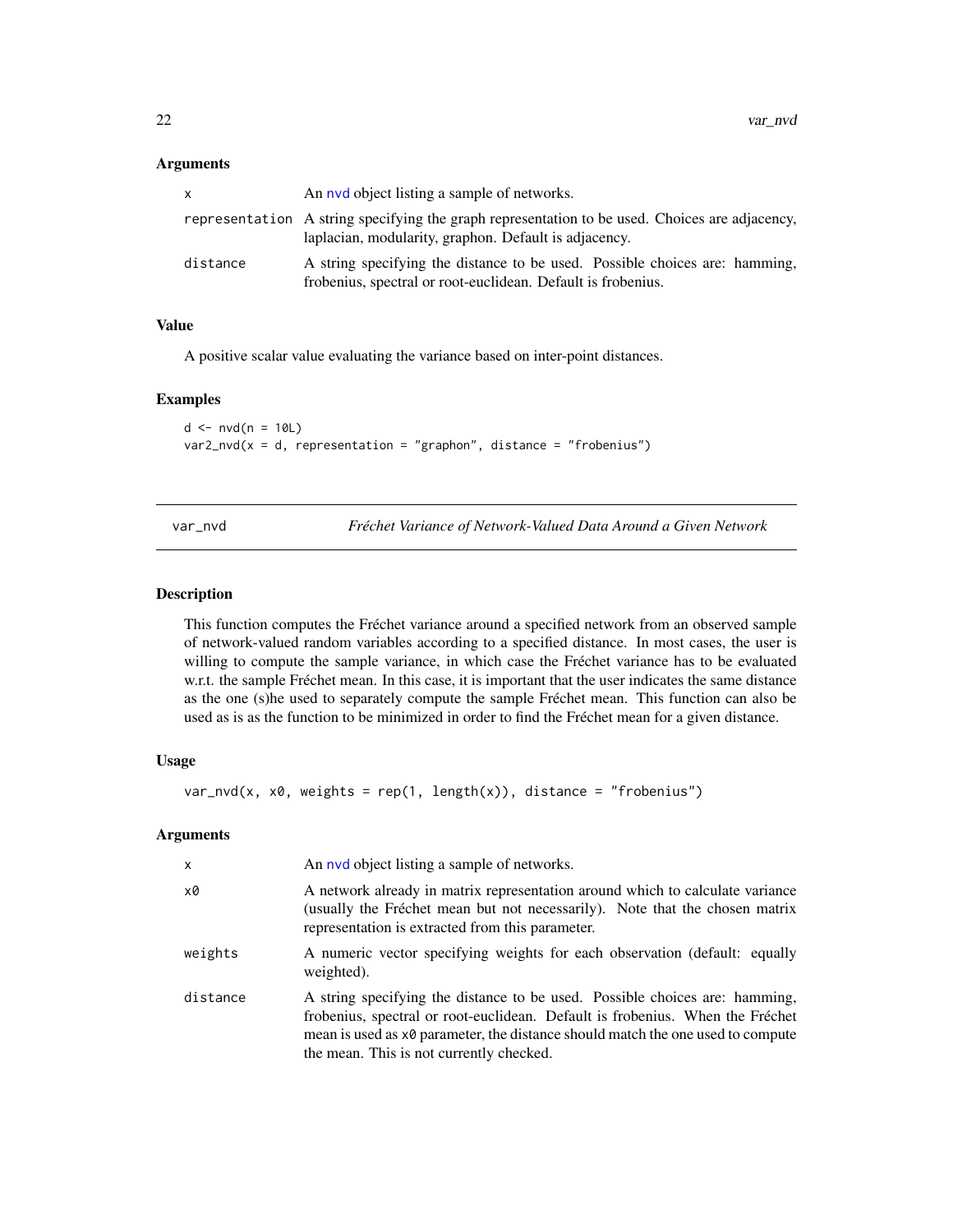### Arguments

| | |
|---|---|
| x | An nvd object listing a sample of networks. |
| representation | A string specifying the graph representation to be used. Choices are adjacency, laplacian, modularity, graphon. Default is adjacency. |
| distance | A string specifying the distance to be used. Possible choices are: hamming, frobenius, spectral or root-euclidean. Default is frobenius. |

### Value

A positive scalar value evaluating the variance based on inter-point distances.

### Examples

```
d <- nvd(n = 10L)
var2_nvd(x = d, representation = "graphon", distance = "frobenius")
```

---

## var_nvd — *Fréchet Variance of Network-Valued Data Around a Given Network*

---

### Description

This function computes the Fréchet variance around a specified network from an observed sample of network-valued random variables according to a specified distance. In most cases, the user is willing to compute the sample variance, in which case the Fréchet variance has to be evaluated w.r.t. the sample Fréchet mean. In this case, it is important that the user indicates the same distance as the one (s)he used to separately compute the sample Fréchet mean. This function can also be used as is as the function to be minimized in order to find the Fréchet mean for a given distance.

### Usage

```
var_nvd(x, x0, weights = rep(1, length(x)), distance = "frobenius")
```

### Arguments

| | |
|---|---|
| x | An nvd object listing a sample of networks. |
| x0 | A network already in matrix representation around which to calculate variance (usually the Fréchet mean but not necessarily). Note that the chosen matrix representation is extracted from this parameter. |
| weights | A numeric vector specifying weights for each observation (default: equally weighted). |
| distance | A string specifying the distance to be used. Possible choices are: hamming, frobenius, spectral or root-euclidean. Default is frobenius. When the Fréchet mean is used as x0 parameter, the distance should match the one used to compute the mean. This is not currently checked. |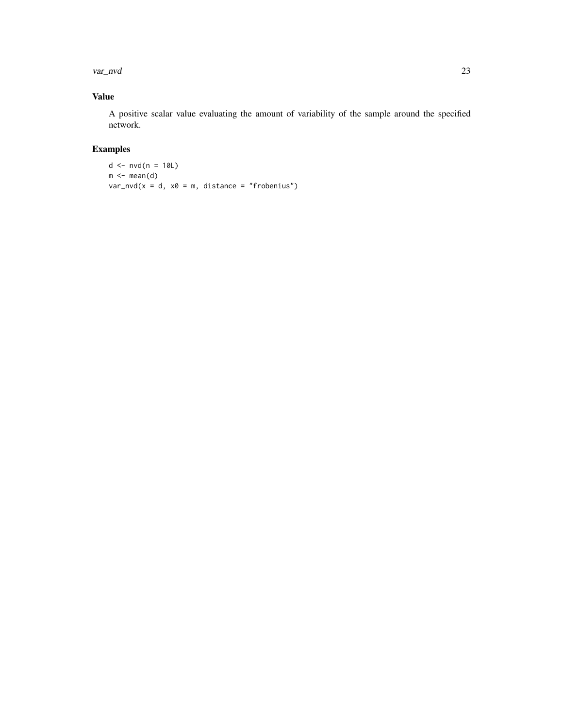### Value

A positive scalar value evaluating the amount of variability of the sample around the specified network.

### Examples

```
d <- nvd(n = 10L)
m <- mean(d)
var_nvd(x = d, x0 = m, distance = "frobenius")
```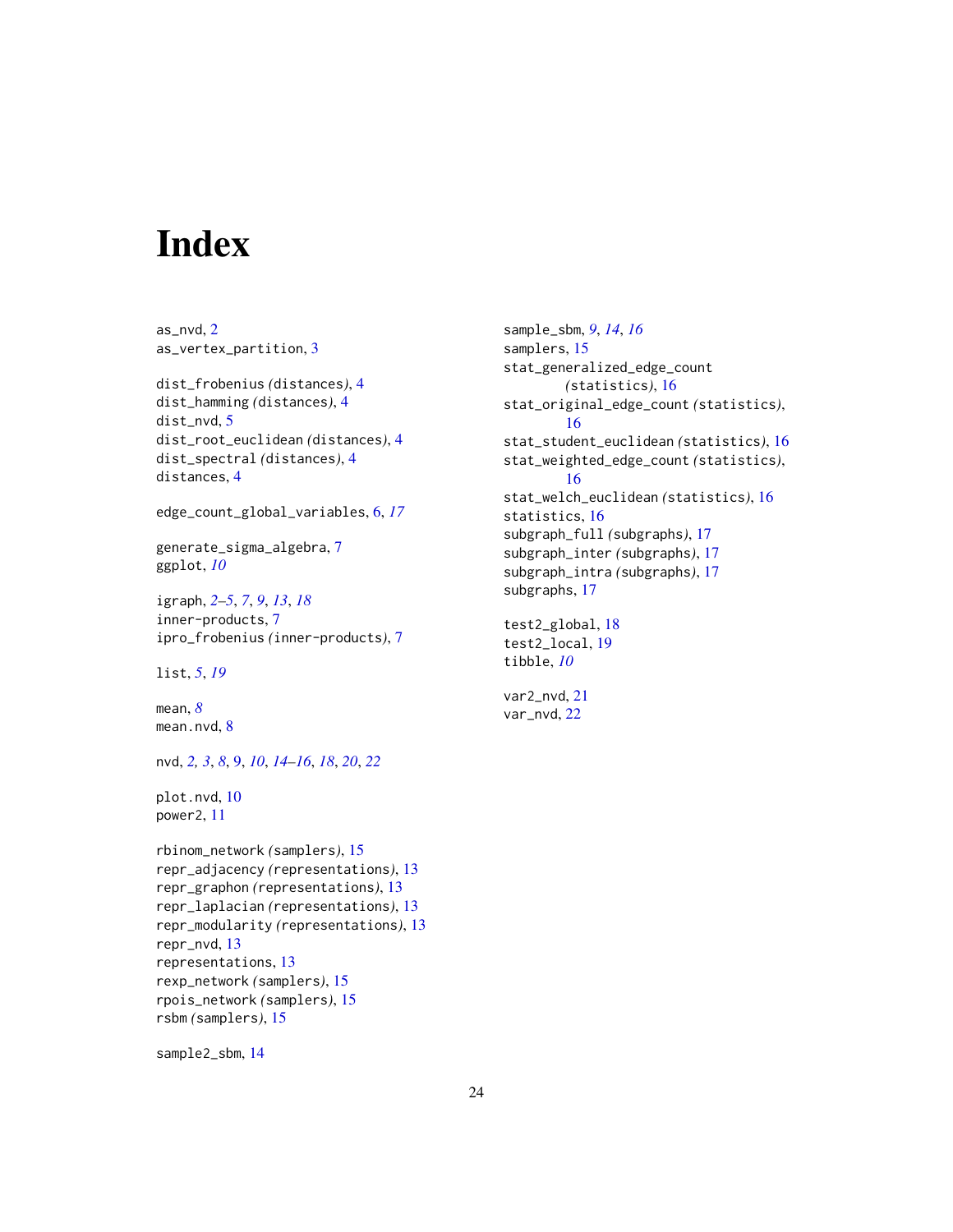# Index

as_nvd, 2
as_vertex_partition, 3

dist_frobenius (distances), 4
dist_hamming (distances), 4
dist_nvd, 5
dist_root_euclidean (distances), 4
dist_spectral (distances), 4
distances, 4

edge_count_global_variables, 6, *17*

generate_sigma_algebra, 7
ggplot, *10*

igraph, *2–5*, *7*, *9*, *13*, *18*
inner-products, 7
ipro_frobenius (inner-products), 7

list, *5*, *19*

mean, *8*
mean.nvd, 8

nvd, *2, 3*, *8*, 9, *10*, *14–16*, *18*, *20*, *22*

plot.nvd, 10
power2, 11

rbinom_network (samplers), 15
repr_adjacency (representations), 13
repr_graphon (representations), 13
repr_laplacian (representations), 13
repr_modularity (representations), 13
repr_nvd, 13
representations, 13
rexp_network (samplers), 15
rpois_network (samplers), 15
rsbm (samplers), 15

sample2_sbm, 14
sample_sbm, *9*, *14*, *16*
samplers, 15
stat_generalized_edge_count (statistics), 16
stat_original_edge_count (statistics), 16
stat_student_euclidean (statistics), 16
stat_weighted_edge_count (statistics), 16
stat_welch_euclidean (statistics), 16
statistics, 16
subgraph_full (subgraphs), 17
subgraph_inter (subgraphs), 17
subgraph_intra (subgraphs), 17
subgraphs, 17

test2_global, 18
test2_local, 19
tibble, *10*

var2_nvd, 21
var_nvd, 22